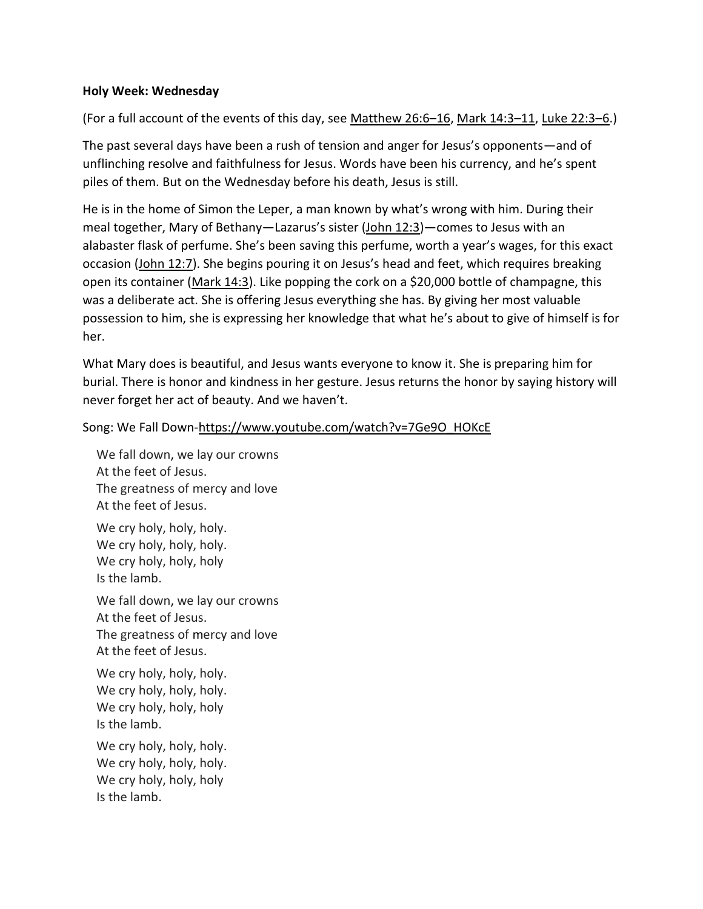**Holy Week: Wednesday**

(For a full account of the events of this day, see Matthew 26:6–16, Mark 14:3–11, Luke 22:3–6.)

The past several days have been a rush of tension and anger for Jesus's opponents—and of unflinching resolve and faithfulness for Jesus. Words have been his currency, and he's spent piles of them. But on the Wednesday before his death, Jesus is still.

He is in the home of Simon the Leper, a man known by what's wrong with him. During their meal together, Mary of Bethany—Lazarus's sister (John 12:3)—comes to Jesus with an alabaster flask of perfume. She's been saving this perfume, worth a year's wages, for this exact occasion (John 12:7). She begins pouring it on Jesus's head and feet, which requires breaking open its container (Mark 14:3). Like popping the cork on a $20,000 bottle of champagne, this was a deliberate act. She is offering Jesus everything she has. By giving her most valuable possession to him, she is expressing her knowledge that what he's about to give of himself is for her.

What Mary does is beautiful, and Jesus wants everyone to know it. She is preparing him for burial. There is honor and kindness in her gesture. Jesus returns the honor by saying history will never forget her act of beauty. And we haven't.

Song: We Fall Down-https://www.youtube.com/watch?v=7Ge9O_HOKcE

We fall down, we lay our crowns
At the feet of Jesus.
The greatness of mercy and love
At the feet of Jesus.

We cry holy, holy, holy.
We cry holy, holy, holy.
We cry holy, holy, holy
Is the lamb.

We fall down, we lay our crowns
At the feet of Jesus.
The greatness of mercy and love
At the feet of Jesus.

We cry holy, holy, holy.
We cry holy, holy, holy.
We cry holy, holy, holy
Is the lamb.

We cry holy, holy, holy.
We cry holy, holy, holy.
We cry holy, holy, holy
Is the lamb.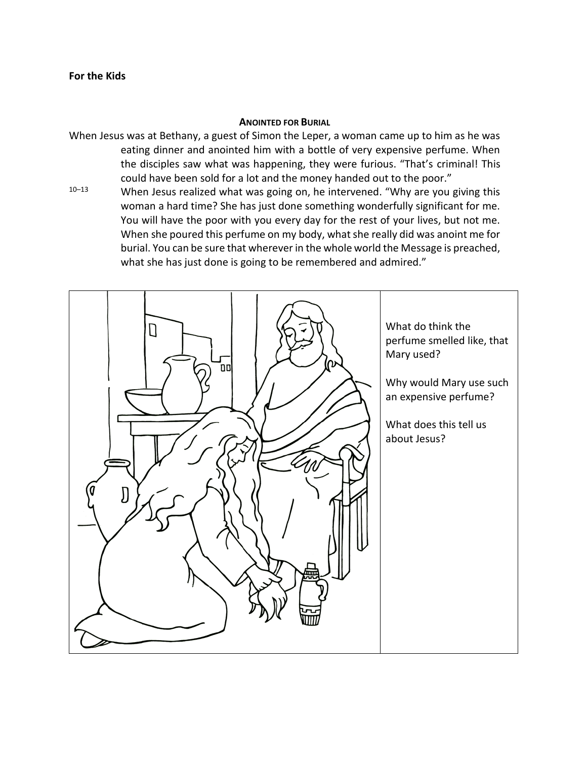**For the Kids**

**ANOINTED FOR BURIAL**

When Jesus was at Bethany, a guest of Simon the Leper, a woman came up to him as he was eating dinner and anointed him with a bottle of very expensive perfume. When the disciples saw what was happening, they were furious. "That's criminal! This could have been sold for a lot and the money handed out to the poor."

10–13 When Jesus realized what was going on, he intervened. "Why are you giving this woman a hard time? She has just done something wonderfully significant for me. You will have the poor with you every day for the rest of your lives, but not me. When she poured this perfume on my body, what she really did was anoint me for burial. You can be sure that wherever in the whole world the Message is preached, what she has just done is going to be remembered and admired."

What do think the perfume smelled like, that Mary used?

Why would Mary use such an expensive perfume?

What does this tell us about Jesus?